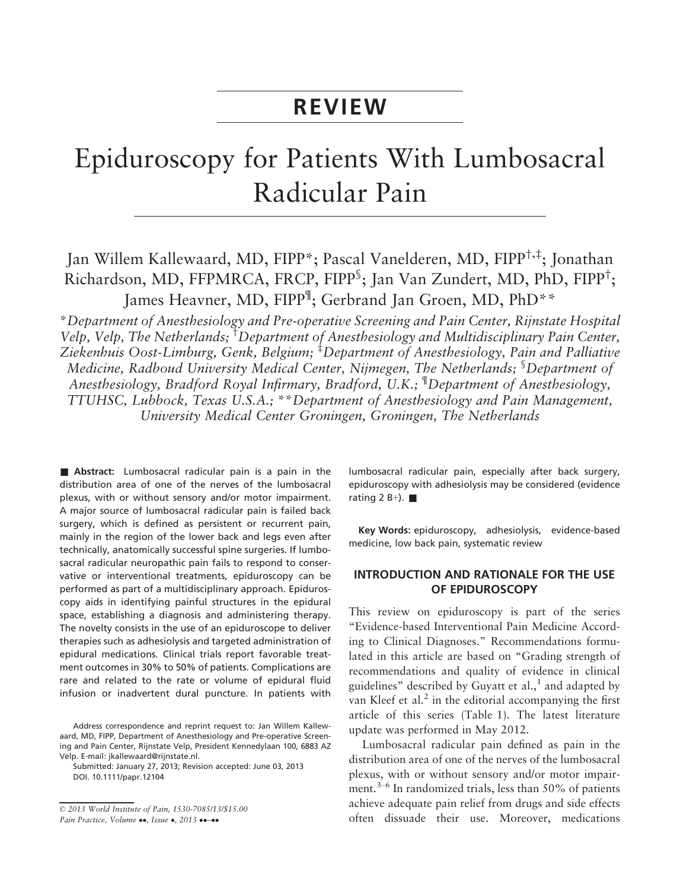# REVIEW

# Epiduroscopy for Patients With Lumbosacral Radicular Pain

Jan Willem Kallewaard, MD, FIPP*; Pascal Vanelderen, MD, FIPP[†,‡]; Jonathan Richardson, MD, FFPMRCA, FRCP, FIPP[§]; Jan Van Zundert, MD, PhD, FIPP[†]; James Heavner, MD, FIPP[¶]; Gerbrand Jan Groen, MD, PhD**

*Department of Anesthesiology and Pre-operative Screening and Pain Center, Rijnstate Hospital Velp, Velp, The Netherlands; [†]Department of Anesthesiology and Multidisciplinary Pain Center, Ziekenhuis Oost-Limburg, Genk, Belgium; [‡]Department of Anesthesiology, Pain and Palliative Medicine, Radboud University Medical Center, Nijmegen, The Netherlands; [§]Department of Anesthesiology, Bradford Royal Infirmary, Bradford, U.K.; [¶]Department of Anesthesiology, TTUHSC, Lubbock, Texas U.S.A.; **Department of Anesthesiology and Pain Management, University Medical Center Groningen, Groningen, The Netherlands

■ **Abstract:** Lumbosacral radicular pain is a pain in the distribution area of one of the nerves of the lumbosacral plexus, with or without sensory and/or motor impairment. A major source of lumbosacral radicular pain is failed back surgery, which is defined as persistent or recurrent pain, mainly in the region of the lower back and legs even after technically, anatomically successful spine surgeries. If lumbosacral radicular neuropathic pain fails to respond to conservative or interventional treatments, epiduroscopy can be performed as part of a multidisciplinary approach. Epiduroscopy aids in identifying painful structures in the epidural space, establishing a diagnosis and administering therapy. The novelty consists in the use of an epiduroscope to deliver therapies such as adhesiolysis and targeted administration of epidural medications. Clinical trials report favorable treatment outcomes in 30% to 50% of patients. Complications are rare and related to the rate or volume of epidural fluid infusion or inadvertent dural puncture. In patients with lumbosacral radicular pain, especially after back surgery, epiduroscopy with adhesiolysis may be considered (evidence rating 2 B+). ■

**Key Words:** epiduroscopy, adhesiolysis, evidence-based medicine, low back pain, systematic review

Address correspondence and reprint request to: Jan Willem Kallewaard, MD, FIPP, Department of Anesthesiology and Pre-operative Screening and Pain Center, Rijnstate Velp, President Kennedylaan 100, 6883 AZ Velp. E-mail: jkallewaard@rijnstate.nl.

Submitted: January 27, 2013; Revision accepted: June 03, 2013

DOI. 10.1111/papr.12104

© 2013 World Institute of Pain, 1530-7085/13/$15.00

## INTRODUCTION AND RATIONALE FOR THE USE OF EPIDUROSCOPY

This review on epiduroscopy is part of the series "Evidence-based Interventional Pain Medicine According to Clinical Diagnoses." Recommendations formulated in this article are based on "Grading strength of recommendations and quality of evidence in clinical guidelines" described by Guyatt et al.,[1] and adapted by van Kleef et al.[2] in the editorial accompanying the first article of this series (Table 1). The latest literature update was performed in May 2012.

Lumbosacral radicular pain defined as pain in the distribution area of one of the nerves of the lumbosacral plexus, with or without sensory and/or motor impairment.[3–6] In randomized trials, less than 50% of patients achieve adequate pain relief from drugs and side effects often dissuade their use. Moreover, medications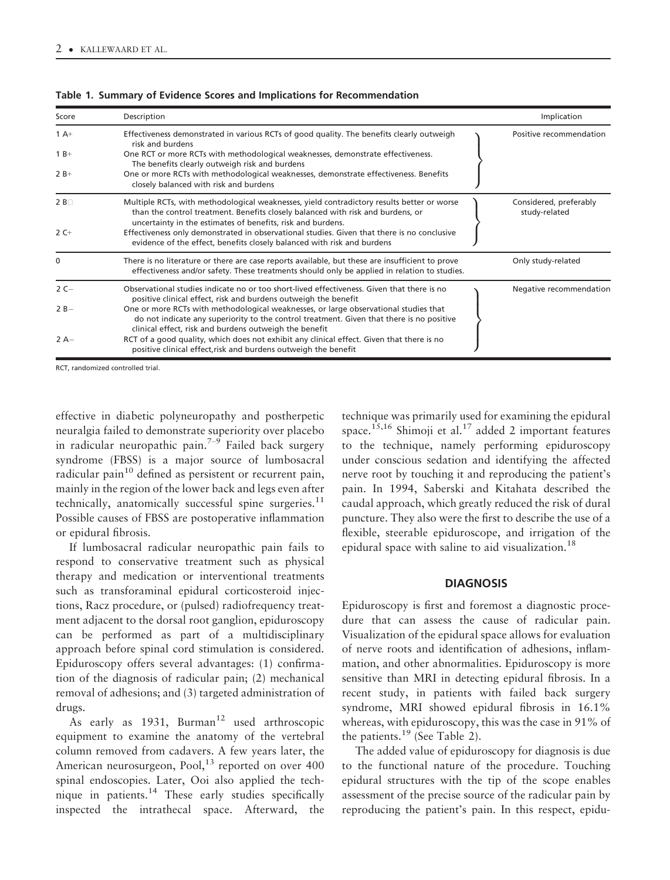**Table 1. Summary of Evidence Scores and Implications for Recommendation**

| Score | Description | Implication |
|---|---|---|
| 1 A+ | Effectiveness demonstrated in various RCTs of good quality. The benefits clearly outweigh risk and burdens | Positive recommendation |
| 1 B+ | One RCT or more RCTs with methodological weaknesses, demonstrate effectiveness. The benefits clearly outweigh risk and burdens | |
| 2 B+ | One or more RCTs with methodological weaknesses, demonstrate effectiveness. Benefits closely balanced with risk and burdens | |
| 2 B□ | Multiple RCTs, with methodological weaknesses, yield contradictory results better or worse than the control treatment. Benefits closely balanced with risk and burdens, or uncertainty in the estimates of benefits, risk and burdens. | Considered, preferably study-related |
| 2 C+ | Effectiveness only demonstrated in observational studies. Given that there is no conclusive evidence of the effect, benefits closely balanced with risk and burdens | |
| 0 | There is no literature or there are case reports available, but these are insufficient to prove effectiveness and/or safety. These treatments should only be applied in relation to studies. | Only study-related |
| 2 C− | Observational studies indicate no or too short-lived effectiveness. Given that there is no positive clinical effect, risk and burdens outweigh the benefit | Negative recommendation |
| 2 B− | One or more RCTs with methodological weaknesses, or large observational studies that do not indicate any superiority to the control treatment. Given that there is no positive clinical effect, risk and burdens outweigh the benefit | |
| 2 A− | RCT of a good quality, which does not exhibit any clinical effect. Given that there is no positive clinical effect, risk and burdens outweigh the benefit | |

RCT, randomized controlled trial.

effective in diabetic polyneuropathy and postherpetic neuralgia failed to demonstrate superiority over placebo in radicular neuropathic pain.[7–9] Failed back surgery syndrome (FBSS) is a major source of lumbosacral radicular pain[10] defined as persistent or recurrent pain, mainly in the region of the lower back and legs even after technically, anatomically successful spine surgeries.[11] Possible causes of FBSS are postoperative inflammation or epidural fibrosis.

If lumbosacral radicular neuropathic pain fails to respond to conservative treatment such as physical therapy and medication or interventional treatments such as transforaminal epidural corticosteroid injections, Racz procedure, or (pulsed) radiofrequency treatment adjacent to the dorsal root ganglion, epiduroscopy can be performed as part of a multidisciplinary approach before spinal cord stimulation is considered. Epiduroscopy offers several advantages: (1) confirmation of the diagnosis of radicular pain; (2) mechanical removal of adhesions; and (3) targeted administration of drugs.

As early as 1931, Burman[12] used arthroscopic equipment to examine the anatomy of the vertebral column removed from cadavers. A few years later, the American neurosurgeon, Pool,[13] reported on over 400 spinal endoscopies. Later, Ooi also applied the technique in patients.[14] These early studies specifically inspected the intrathecal space. Afterward, the technique was primarily used for examining the epidural space.[15,16] Shimoji et al.[17] added 2 important features to the technique, namely performing epiduroscopy under conscious sedation and identifying the affected nerve root by touching it and reproducing the patient's pain. In 1994, Saberski and Kitahata described the caudal approach, which greatly reduced the risk of dural puncture. They also were the first to describe the use of a flexible, steerable epiduroscope, and irrigation of the epidural space with saline to aid visualization.[18]

## DIAGNOSIS

Epiduroscopy is first and foremost a diagnostic procedure that can assess the cause of radicular pain. Visualization of the epidural space allows for evaluation of nerve roots and identification of adhesions, inflammation, and other abnormalities. Epiduroscopy is more sensitive than MRI in detecting epidural fibrosis. In a recent study, in patients with failed back surgery syndrome, MRI showed epidural fibrosis in 16.1% whereas, with epiduroscopy, this was the case in 91% of the patients.[19] (See Table 2).

The added value of epiduroscopy for diagnosis is due to the functional nature of the procedure. Touching epidural structures with the tip of the scope enables assessment of the precise source of the radicular pain by reproducing the patient's pain. In this respect, epidu-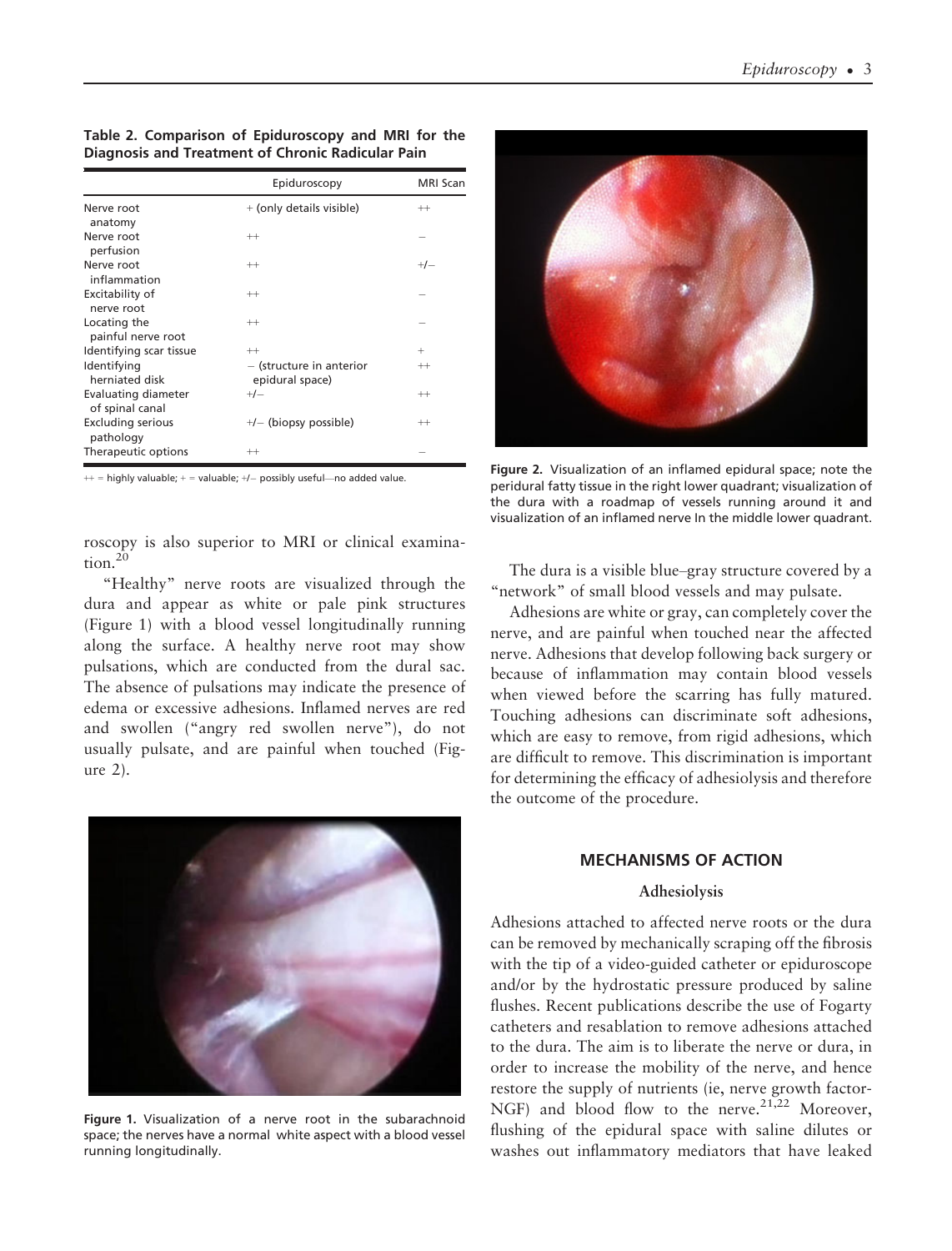**Table 2. Comparison of Epiduroscopy and MRI for the Diagnosis and Treatment of Chronic Radicular Pain**

| | Epiduroscopy | MRI Scan |
|---|---|---|
| Nerve root anatomy | + (only details visible) | ++ |
| Nerve root perfusion | ++ | − |
| Nerve root inflammation | ++ | +/− |
| Excitability of nerve root | ++ | − |
| Locating the painful nerve root | ++ | − |
| Identifying scar tissue | ++ | + |
| Identifying herniated disk | − (structure in anterior epidural space) | ++ |
| Evaluating diameter of spinal canal | +/− | ++ |
| Excluding serious pathology | +/− (biopsy possible) | ++ |
| Therapeutic options | ++ | − |

++ = highly valuable; + = valuable; +/− possibly useful—no added value.

roscopy is also superior to MRI or clinical examination.[20]

"Healthy" nerve roots are visualized through the dura and appear as white or pale pink structures (Figure 1) with a blood vessel longitudinally running along the surface. A healthy nerve root may show pulsations, which are conducted from the dural sac. The absence of pulsations may indicate the presence of edema or excessive adhesions. Inflamed nerves are red and swollen ("angry red swollen nerve"), do not usually pulsate, and are painful when touched (Figure 2).

**Figure 1.** Visualization of a nerve root in the subarachnoid space; the nerves have a normal white aspect with a blood vessel running longitudinally.

**Figure 2.** Visualization of an inflamed epidural space; note the peridural fatty tissue in the right lower quadrant; visualization of the dura with a roadmap of vessels running around it and visualization of an inflamed nerve In the middle lower quadrant.

The dura is a visible blue–gray structure covered by a "network" of small blood vessels and may pulsate.

Adhesions are white or gray, can completely cover the nerve, and are painful when touched near the affected nerve. Adhesions that develop following back surgery or because of inflammation may contain blood vessels when viewed before the scarring has fully matured. Touching adhesions can discriminate soft adhesions, which are easy to remove, from rigid adhesions, which are difficult to remove. This discrimination is important for determining the efficacy of adhesiolysis and therefore the outcome of the procedure.

## MECHANISMS OF ACTION

### Adhesiolysis

Adhesions attached to affected nerve roots or the dura can be removed by mechanically scraping off the fibrosis with the tip of a video-guided catheter or epiduroscope and/or by the hydrostatic pressure produced by saline flushes. Recent publications describe the use of Fogarty catheters and resablation to remove adhesions attached to the dura. The aim is to liberate the nerve or dura, in order to increase the mobility of the nerve, and hence restore the supply of nutrients (ie, nerve growth factor-NGF) and blood flow to the nerve.[21,22] Moreover, flushing of the epidural space with saline dilutes or washes out inflammatory mediators that have leaked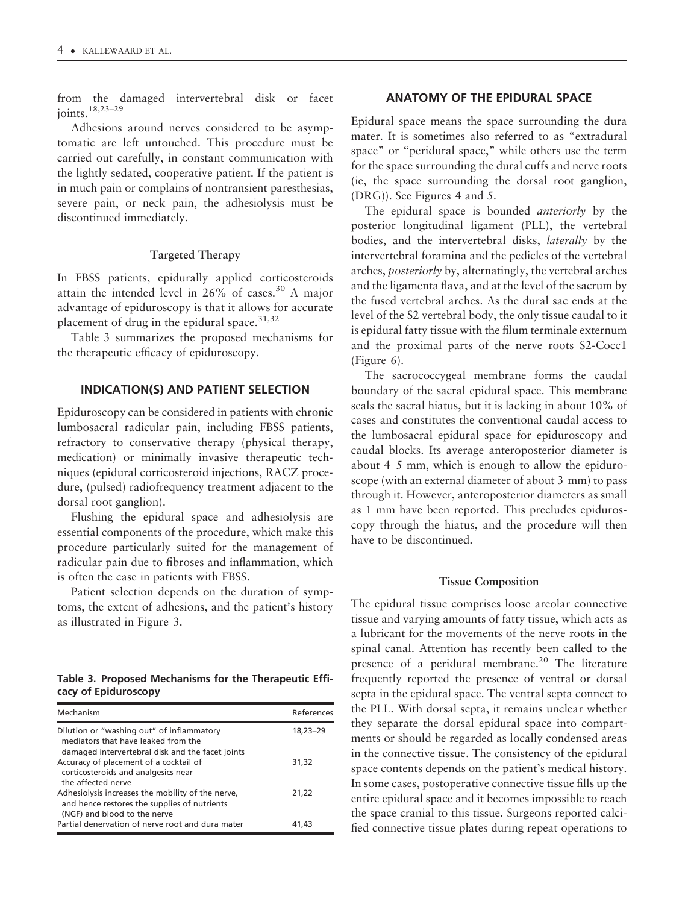from the damaged intervertebral disk or facet joints.[18,23–29]

Adhesions around nerves considered to be asymptomatic are left untouched. This procedure must be carried out carefully, in constant communication with the lightly sedated, cooperative patient. If the patient is in much pain or complains of nontransient paresthesias, severe pain, or neck pain, the adhesiolysis must be discontinued immediately.

### Targeted Therapy

In FBSS patients, epidurally applied corticosteroids attain the intended level in 26% of cases.[30] A major advantage of epiduroscopy is that it allows for accurate placement of drug in the epidural space.[31,32]

Table 3 summarizes the proposed mechanisms for the therapeutic efficacy of epiduroscopy.

## INDICATION(S) AND PATIENT SELECTION

Epiduroscopy can be considered in patients with chronic lumbosacral radicular pain, including FBSS patients, refractory to conservative therapy (physical therapy, medication) or minimally invasive therapeutic techniques (epidural corticosteroid injections, RACZ procedure, (pulsed) radiofrequency treatment adjacent to the dorsal root ganglion).

Flushing the epidural space and adhesiolysis are essential components of the procedure, which make this procedure particularly suited for the management of radicular pain due to fibroses and inflammation, which is often the case in patients with FBSS.

Patient selection depends on the duration of symptoms, the extent of adhesions, and the patient's history as illustrated in Figure 3.

**Table 3. Proposed Mechanisms for the Therapeutic Efficacy of Epiduroscopy**

| Mechanism | References |
|---|---|
| Dilution or "washing out" of inflammatory mediators that have leaked from the damaged intervertebral disk and the facet joints | 18,23–29 |
| Accuracy of placement of a cocktail of corticosteroids and analgesics near the affected nerve | 31,32 |
| Adhesiolysis increases the mobility of the nerve, and hence restores the supplies of nutrients (NGF) and blood to the nerve | 21,22 |
| Partial denervation of nerve root and dura mater | 41,43 |

## ANATOMY OF THE EPIDURAL SPACE

Epidural space means the space surrounding the dura mater. It is sometimes also referred to as "extradural space" or "peridural space," while others use the term for the space surrounding the dural cuffs and nerve roots (ie, the space surrounding the dorsal root ganglion, (DRG)). See Figures 4 and 5.

The epidural space is bounded *anteriorly* by the posterior longitudinal ligament (PLL), the vertebral bodies, and the intervertebral disks, *laterally* by the intervertebral foramina and the pedicles of the vertebral arches, *posteriorly* by, alternatingly, the vertebral arches and the ligamenta flava, and at the level of the sacrum by the fused vertebral arches. As the dural sac ends at the level of the S2 vertebral body, the only tissue caudal to it is epidural fatty tissue with the filum terminale externum and the proximal parts of the nerve roots S2-Cocc1 (Figure 6).

The sacrococcygeal membrane forms the caudal boundary of the sacral epidural space. This membrane seals the sacral hiatus, but it is lacking in about 10% of cases and constitutes the conventional caudal access to the lumbosacral epidural space for epiduroscopy and caudal blocks. Its average anteroposterior diameter is about 4–5 mm, which is enough to allow the epiduroscope (with an external diameter of about 3 mm) to pass through it. However, anteroposterior diameters as small as 1 mm have been reported. This precludes epiduroscopy through the hiatus, and the procedure will then have to be discontinued.

### Tissue Composition

The epidural tissue comprises loose areolar connective tissue and varying amounts of fatty tissue, which acts as a lubricant for the movements of the nerve roots in the spinal canal. Attention has recently been called to the presence of a peridural membrane.[20] The literature frequently reported the presence of ventral or dorsal septa in the epidural space. The ventral septa connect to the PLL. With dorsal septa, it remains unclear whether they separate the dorsal epidural space into compartments or should be regarded as locally condensed areas in the connective tissue. The consistency of the epidural space contents depends on the patient's medical history. In some cases, postoperative connective tissue fills up the entire epidural space and it becomes impossible to reach the space cranial to this tissue. Surgeons reported calcified connective tissue plates during repeat operations to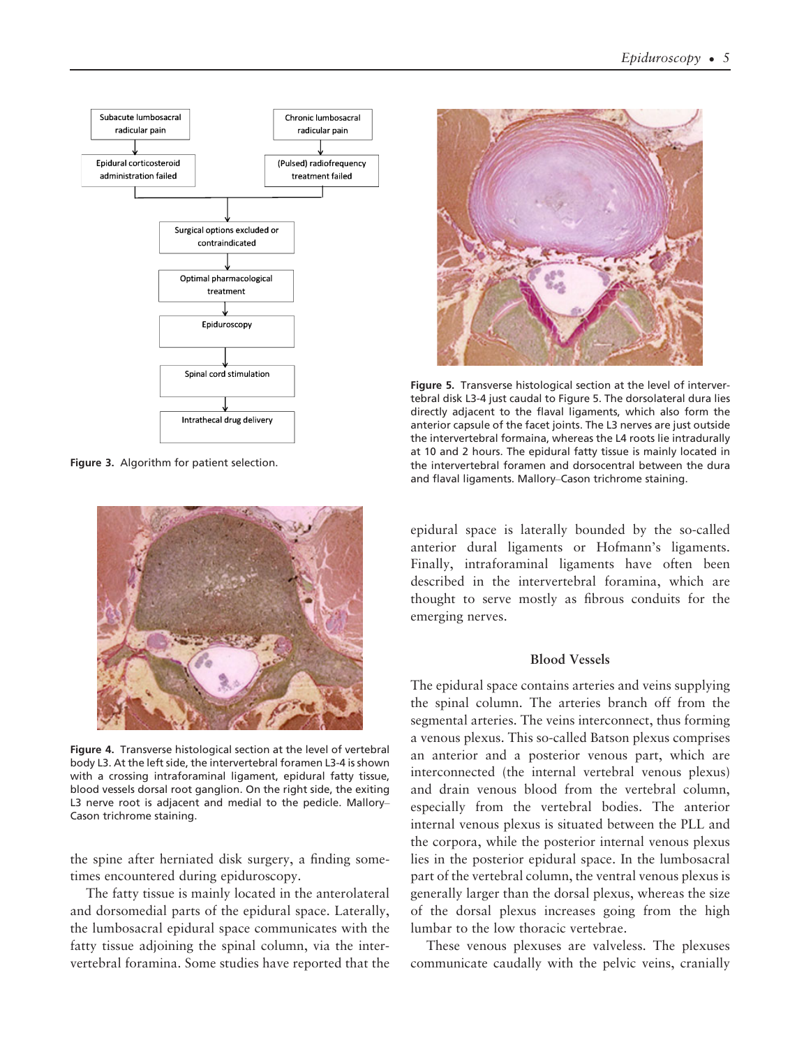Subacute lumbosacral radicular pain → Epidural corticosteroid administration failed

Chronic lumbosacral radicular pain → (Pulsed) radiofrequency treatment failed

→ Surgical options excluded or contraindicated → Optimal pharmacological treatment → Epiduroscopy → Spinal cord stimulation → Intrathecal drug delivery

**Figure 3.** Algorithm for patient selection.

**Figure 4.** Transverse histological section at the level of vertebral body L3. At the left side, the intervertebral foramen L3-4 is shown with a crossing intraforaminal ligament, epidural fatty tissue, blood vessels dorsal root ganglion. On the right side, the exiting L3 nerve root is adjacent and medial to the pedicle. Mallory–Cason trichrome staining.

the spine after herniated disk surgery, a finding sometimes encountered during epiduroscopy.

The fatty tissue is mainly located in the anterolateral and dorsomedial parts of the epidural space. Laterally, the lumbosacral epidural space communicates with the fatty tissue adjoining the spinal column, via the intervertebral foramina. Some studies have reported that the epidural space is laterally bounded by the so-called anterior dural ligaments or Hofmann's ligaments. Finally, intraforaminal ligaments have often been described in the intervertebral foramina, which are thought to serve mostly as fibrous conduits for the emerging nerves.

**Figure 5.** Transverse histological section at the level of intervertebral disk L3-4 just caudal to Figure 5. The dorsolateral dura lies directly adjacent to the flaval ligaments, which also form the anterior capsule of the facet joints. The L3 nerves are just outside the intervertebral formaina, whereas the L4 roots lie intradurally at 10 and 2 hours. The epidural fatty tissue is mainly located in the intervertebral foramen and dorsocentral between the dura and flaval ligaments. Mallory–Cason trichrome staining.

## Blood Vessels

The epidural space contains arteries and veins supplying the spinal column. The arteries branch off from the segmental arteries. The veins interconnect, thus forming a venous plexus. This so-called Batson plexus comprises an anterior and a posterior venous part, which are interconnected (the internal vertebral venous plexus) and drain venous blood from the vertebral column, especially from the vertebral bodies. The anterior internal venous plexus is situated between the PLL and the corpora, while the posterior internal venous plexus lies in the posterior epidural space. In the lumbosacral part of the vertebral column, the ventral venous plexus is generally larger than the dorsal plexus, whereas the size of the dorsal plexus increases going from the high lumbar to the low thoracic vertebrae.

These venous plexuses are valveless. The plexuses communicate caudally with the pelvic veins, cranially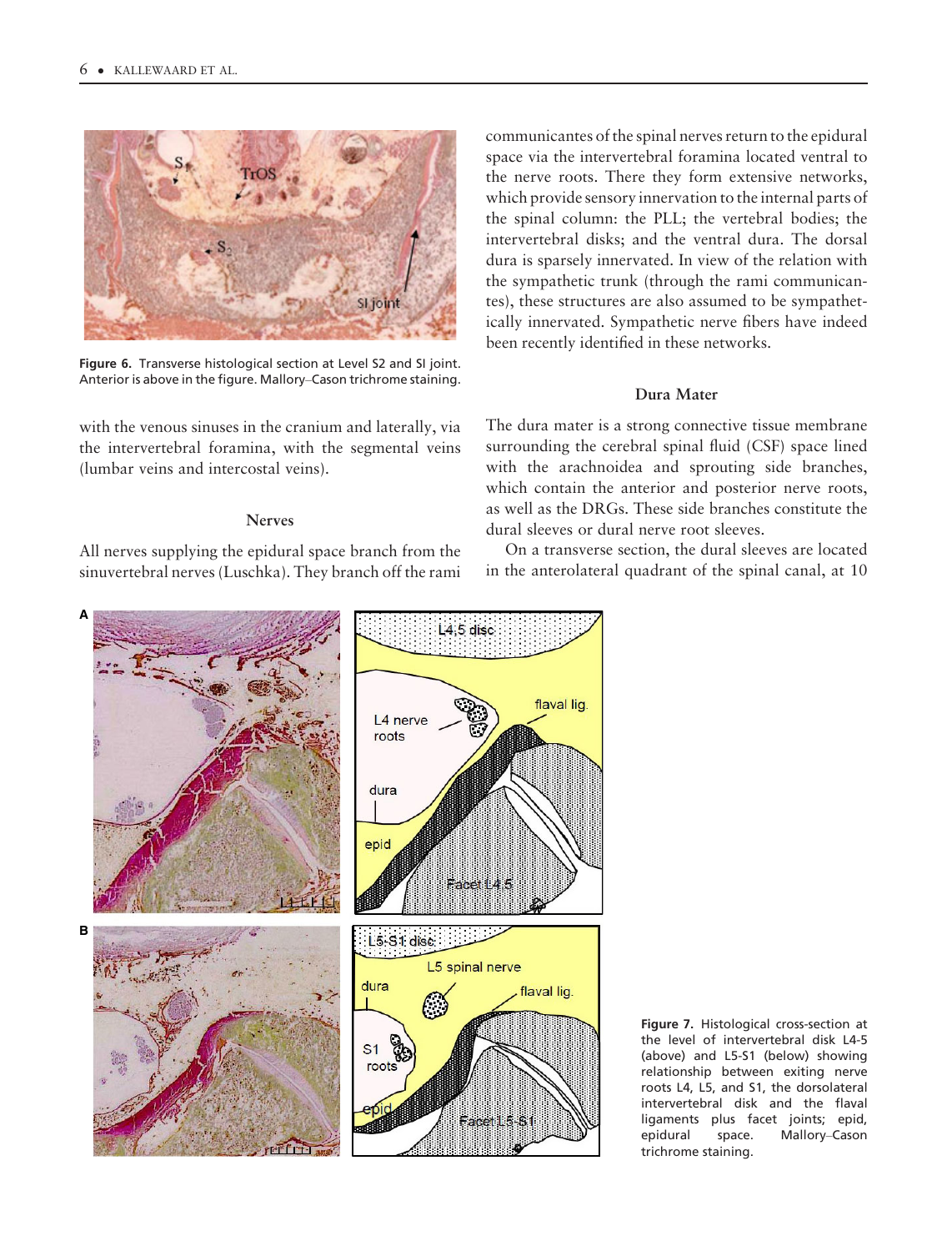Figure 6. Transverse histological section at Level S2 and SI joint. Anterior is above in the figure. Mallory–Cason trichrome staining.

with the venous sinuses in the cranium and laterally, via the intervertebral foramina, with the segmental veins (lumbar veins and intercostal veins).

### Nerves

All nerves supplying the epidural space branch from the sinuvertebral nerves (Luschka). They branch off the rami communicantes of the spinal nerves return to the epidural space via the intervertebral foramina located ventral to the nerve roots. There they form extensive networks, which provide sensory innervation to the internal parts of the spinal column: the PLL; the vertebral bodies; the intervertebral disks; and the ventral dura. The dorsal dura is sparsely innervated. In view of the relation with the sympathetic trunk (through the rami communicantes), these structures are also assumed to be sympathetically innervated. Sympathetic nerve fibers have indeed been recently identified in these networks.

### Dura Mater

The dura mater is a strong connective tissue membrane surrounding the cerebral spinal fluid (CSF) space lined with the arachnoidea and sprouting side branches, which contain the anterior and posterior nerve roots, as well as the DRGs. These side branches constitute the dural sleeves or dural nerve root sleeves.

On a transverse section, the dural sleeves are located in the anterolateral quadrant of the spinal canal, at 10

Figure 7. Histological cross-section at the level of intervertebral disk L4-5 (above) and L5-S1 (below) showing relationship between exiting nerve roots L4, L5, and S1, the dorsolateral intervertebral disk and the flaval ligaments plus facet joints; epid, epidural space. Mallory–Cason trichrome staining.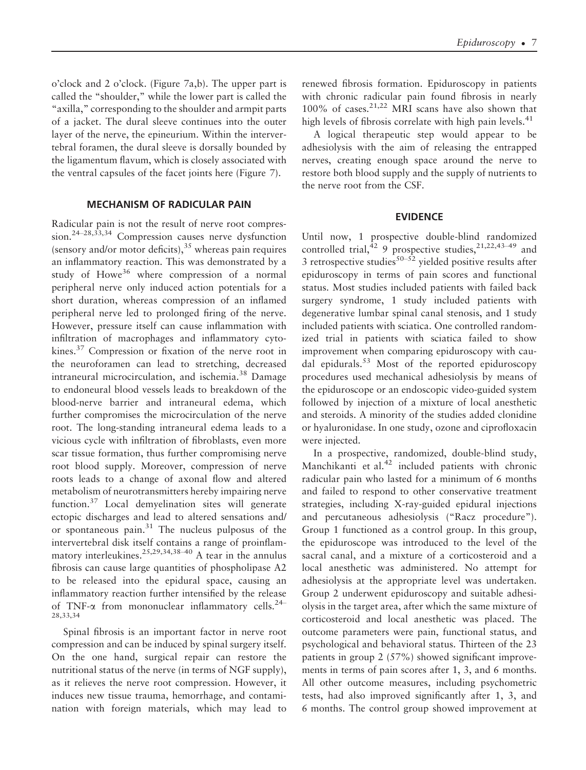o'clock and 2 o'clock. (Figure 7a,b). The upper part is called the "shoulder," while the lower part is called the "axilla," corresponding to the shoulder and armpit parts of a jacket. The dural sleeve continues into the outer layer of the nerve, the epineurium. Within the intervertebral foramen, the dural sleeve is dorsally bounded by the ligamentum flavum, which is closely associated with the ventral capsules of the facet joints here (Figure 7).

## MECHANISM OF RADICULAR PAIN

Radicular pain is not the result of nerve root compression.[24–28,33,34] Compression causes nerve dysfunction (sensory and/or motor deficits),[35] whereas pain requires an inflammatory reaction. This was demonstrated by a study of Howe[36] where compression of a normal peripheral nerve only induced action potentials for a short duration, whereas compression of an inflamed peripheral nerve led to prolonged firing of the nerve. However, pressure itself can cause inflammation with infiltration of macrophages and inflammatory cytokines.[37] Compression or fixation of the nerve root in the neuroforamen can lead to stretching, decreased intraneural microcirculation, and ischemia.[38] Damage to endoneural blood vessels leads to breakdown of the blood-nerve barrier and intraneural edema, which further compromises the microcirculation of the nerve root. The long-standing intraneural edema leads to a vicious cycle with infiltration of fibroblasts, even more scar tissue formation, thus further compromising nerve root blood supply. Moreover, compression of nerve roots leads to a change of axonal flow and altered metabolism of neurotransmitters hereby impairing nerve function.[37] Local demyelination sites will generate ectopic discharges and lead to altered sensations and/or spontaneous pain.[31] The nucleus pulposus of the intervertebral disk itself contains a range of proinflammatory interleukines.[25,29,34,38–40] A tear in the annulus fibrosis can cause large quantities of phospholipase A2 to be released into the epidural space, causing an inflammatory reaction further intensified by the release of TNF-$\alpha$ from mononuclear inflammatory cells.[24–28,33,34]

Spinal fibrosis is an important factor in nerve root compression and can be induced by spinal surgery itself. On the one hand, surgical repair can restore the nutritional status of the nerve (in terms of NGF supply), as it relieves the nerve root compression. However, it induces new tissue trauma, hemorrhage, and contamination with foreign materials, which may lead to renewed fibrosis formation. Epiduroscopy in patients with chronic radicular pain found fibrosis in nearly 100% of cases.[21,22] MRI scans have also shown that high levels of fibrosis correlate with high pain levels.[41]

A logical therapeutic step would appear to be adhesiolysis with the aim of releasing the entrapped nerves, creating enough space around the nerve to restore both blood supply and the supply of nutrients to the nerve root from the CSF.

## EVIDENCE

Until now, 1 prospective double-blind randomized controlled trial,[42] 9 prospective studies,[21,22,43–49] and 3 retrospective studies[50–52] yielded positive results after epiduroscopy in terms of pain scores and functional status. Most studies included patients with failed back surgery syndrome, 1 study included patients with degenerative lumbar spinal canal stenosis, and 1 study included patients with sciatica. One controlled randomized trial in patients with sciatica failed to show improvement when comparing epiduroscopy with caudal epidurals.[53] Most of the reported epiduroscopy procedures used mechanical adhesiolysis by means of the epiduroscope or an endoscopic video-guided system followed by injection of a mixture of local anesthetic and steroids. A minority of the studies added clonidine or hyaluronidase. In one study, ozone and ciprofloxacin were injected.

In a prospective, randomized, double-blind study, Manchikanti et al.[42] included patients with chronic radicular pain who lasted for a minimum of 6 months and failed to respond to other conservative treatment strategies, including X-ray-guided epidural injections and percutaneous adhesiolysis ("Racz procedure"). Group 1 functioned as a control group. In this group, the epiduroscope was introduced to the level of the sacral canal, and a mixture of a corticosteroid and a local anesthetic was administered. No attempt for adhesiolysis at the appropriate level was undertaken. Group 2 underwent epiduroscopy and suitable adhesiolysis in the target area, after which the same mixture of corticosteroid and local anesthetic was placed. The outcome parameters were pain, functional status, and psychological and behavioral status. Thirteen of the 23 patients in group 2 (57%) showed significant improvements in terms of pain scores after 1, 3, and 6 months. All other outcome measures, including psychometric tests, had also improved significantly after 1, 3, and 6 months. The control group showed improvement at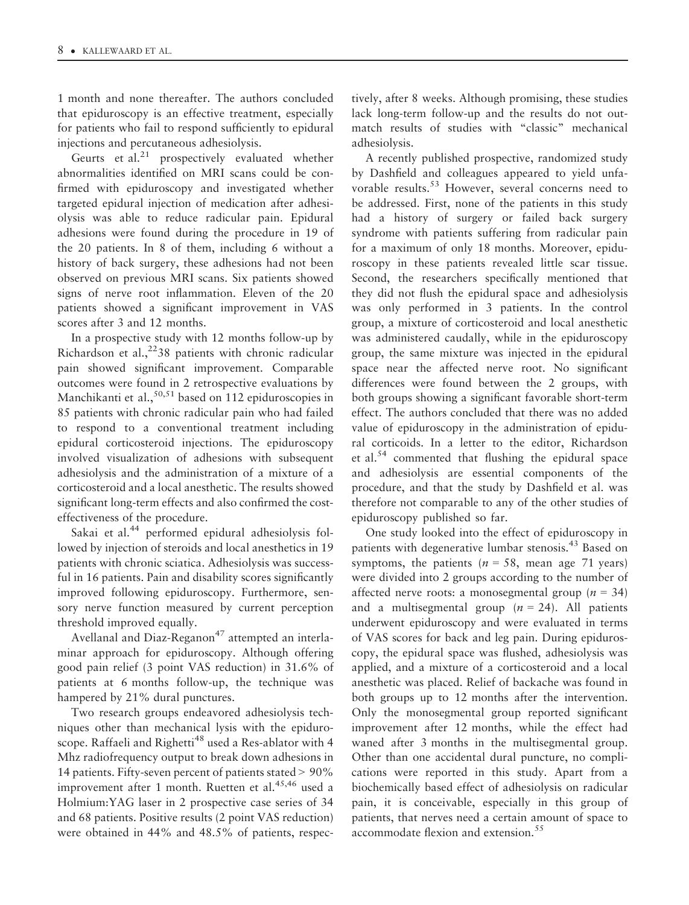1 month and none thereafter. The authors concluded that epiduroscopy is an effective treatment, especially for patients who fail to respond sufficiently to epidural injections and percutaneous adhesiolysis.

Geurts et al.[21] prospectively evaluated whether abnormalities identified on MRI scans could be confirmed with epiduroscopy and investigated whether targeted epidural injection of medication after adhesiolysis was able to reduce radicular pain. Epidural adhesions were found during the procedure in 19 of the 20 patients. In 8 of them, including 6 without a history of back surgery, these adhesions had not been observed on previous MRI scans. Six patients showed signs of nerve root inflammation. Eleven of the 20 patients showed a significant improvement in VAS scores after 3 and 12 months.

In a prospective study with 12 months follow-up by Richardson et al.,[22] 38 patients with chronic radicular pain showed significant improvement. Comparable outcomes were found in 2 retrospective evaluations by Manchikanti et al.,[50,51] based on 112 epiduroscopies in 85 patients with chronic radicular pain who had failed to respond to a conventional treatment including epidural corticosteroid injections. The epiduroscopy involved visualization of adhesions with subsequent adhesiolysis and the administration of a mixture of a corticosteroid and a local anesthetic. The results showed significant long-term effects and also confirmed the cost-effectiveness of the procedure.

Sakai et al.[44] performed epidural adhesiolysis followed by injection of steroids and local anesthetics in 19 patients with chronic sciatica. Adhesiolysis was successful in 16 patients. Pain and disability scores significantly improved following epiduroscopy. Furthermore, sensory nerve function measured by current perception threshold improved equally.

Avellanal and Diaz-Reganon[47] attempted an interlaminar approach for epiduroscopy. Although offering good pain relief (3 point VAS reduction) in 31.6% of patients at 6 months follow-up, the technique was hampered by 21% dural punctures.

Two research groups endeavored adhesiolysis techniques other than mechanical lysis with the epiduroscope. Raffaeli and Righetti[48] used a Res-ablator with 4 Mhz radiofrequency output to break down adhesions in 14 patients. Fifty-seven percent of patients stated > 90% improvement after 1 month. Ruetten et al.[45,46] used a Holmium:YAG laser in 2 prospective case series of 34 and 68 patients. Positive results (2 point VAS reduction) were obtained in 44% and 48.5% of patients, respectively, after 8 weeks. Although promising, these studies lack long-term follow-up and the results do not outmatch results of studies with "classic" mechanical adhesiolysis.

A recently published prospective, randomized study by Dashfield and colleagues appeared to yield unfavorable results.[53] However, several concerns need to be addressed. First, none of the patients in this study had a history of surgery or failed back surgery syndrome with patients suffering from radicular pain for a maximum of only 18 months. Moreover, epiduroscopy in these patients revealed little scar tissue. Second, the researchers specifically mentioned that they did not flush the epidural space and adhesiolysis was only performed in 3 patients. In the control group, a mixture of corticosteroid and local anesthetic was administered caudally, while in the epiduroscopy group, the same mixture was injected in the epidural space near the affected nerve root. No significant differences were found between the 2 groups, with both groups showing a significant favorable short-term effect. The authors concluded that there was no added value of epiduroscopy in the administration of epidural corticoids. In a letter to the editor, Richardson et al.[54] commented that flushing the epidural space and adhesiolysis are essential components of the procedure, and that the study by Dashfield et al. was therefore not comparable to any of the other studies of epiduroscopy published so far.

One study looked into the effect of epiduroscopy in patients with degenerative lumbar stenosis.[43] Based on symptoms, the patients ($n$ = 58, mean age 71 years) were divided into 2 groups according to the number of affected nerve roots: a monosegmental group ($n$ = 34) and a multisegmental group ($n$ = 24). All patients underwent epiduroscopy and were evaluated in terms of VAS scores for back and leg pain. During epiduroscopy, the epidural space was flushed, adhesiolysis was applied, and a mixture of a corticosteroid and a local anesthetic was placed. Relief of backache was found in both groups up to 12 months after the intervention. Only the monosegmental group reported significant improvement after 12 months, while the effect had waned after 3 months in the multisegmental group. Other than one accidental dural puncture, no complications were reported in this study. Apart from a biochemically based effect of adhesiolysis on radicular pain, it is conceivable, especially in this group of patients, that nerves need a certain amount of space to accommodate flexion and extension.[55]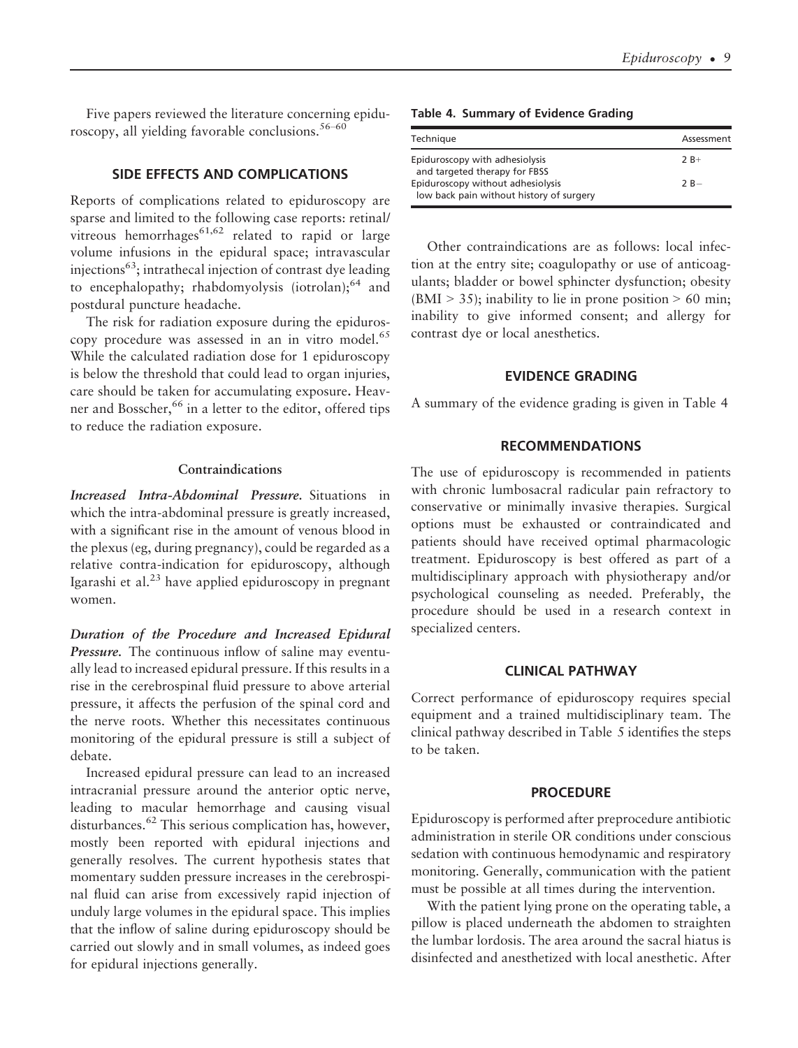Five papers reviewed the literature concerning epiduroscopy, all yielding favorable conclusions.[56–60]

## SIDE EFFECTS AND COMPLICATIONS

Reports of complications related to epiduroscopy are sparse and limited to the following case reports: retinal/vitreous hemorrhages[61,62] related to rapid or large volume infusions in the epidural space; intravascular injections[63]; intrathecal injection of contrast dye leading to encephalopathy; rhabdomyolysis (iotrolan);[64] and postdural puncture headache.

The risk for radiation exposure during the epiduroscopy procedure was assessed in an in vitro model.[65] While the calculated radiation dose for 1 epiduroscopy is below the threshold that could lead to organ injuries, care should be taken for accumulating exposure. Heavner and Bosscher,[66] in a letter to the editor, offered tips to reduce the radiation exposure.

### Contraindications

***Increased Intra-Abdominal Pressure.*** Situations in which the intra-abdominal pressure is greatly increased, with a significant rise in the amount of venous blood in the plexus (eg, during pregnancy), could be regarded as a relative contra-indication for epiduroscopy, although Igarashi et al.[23] have applied epiduroscopy in pregnant women.

***Duration of the Procedure and Increased Epidural Pressure.*** The continuous inflow of saline may eventually lead to increased epidural pressure. If this results in a rise in the cerebrospinal fluid pressure to above arterial pressure, it affects the perfusion of the spinal cord and the nerve roots. Whether this necessitates continuous monitoring of the epidural pressure is still a subject of debate.

Increased epidural pressure can lead to an increased intracranial pressure around the anterior optic nerve, leading to macular hemorrhage and causing visual disturbances.[62] This serious complication has, however, mostly been reported with epidural injections and generally resolves. The current hypothesis states that momentary sudden pressure increases in the cerebrospinal fluid can arise from excessively rapid injection of unduly large volumes in the epidural space. This implies that the inflow of saline during epiduroscopy should be carried out slowly and in small volumes, as indeed goes for epidural injections generally.

**Table 4. Summary of Evidence Grading**

| Technique | Assessment |
|---|---|
| Epiduroscopy with adhesiolysis and targeted therapy for FBSS | 2 B+ |
| Epiduroscopy without adhesiolysis low back pain without history of surgery | 2 B− |

Other contraindications are as follows: local infection at the entry site; coagulopathy or use of anticoagulants; bladder or bowel sphincter dysfunction; obesity (BMI > 35); inability to lie in prone position > 60 min; inability to give informed consent; and allergy for contrast dye or local anesthetics.

## EVIDENCE GRADING

A summary of the evidence grading is given in Table 4

## RECOMMENDATIONS

The use of epiduroscopy is recommended in patients with chronic lumbosacral radicular pain refractory to conservative or minimally invasive therapies. Surgical options must be exhausted or contraindicated and patients should have received optimal pharmacologic treatment. Epiduroscopy is best offered as part of a multidisciplinary approach with physiotherapy and/or psychological counseling as needed. Preferably, the procedure should be used in a research context in specialized centers.

## CLINICAL PATHWAY

Correct performance of epiduroscopy requires special equipment and a trained multidisciplinary team. The clinical pathway described in Table 5 identifies the steps to be taken.

## PROCEDURE

Epiduroscopy is performed after preprocedure antibiotic administration in sterile OR conditions under conscious sedation with continuous hemodynamic and respiratory monitoring. Generally, communication with the patient must be possible at all times during the intervention.

With the patient lying prone on the operating table, a pillow is placed underneath the abdomen to straighten the lumbar lordosis. The area around the sacral hiatus is disinfected and anesthetized with local anesthetic. After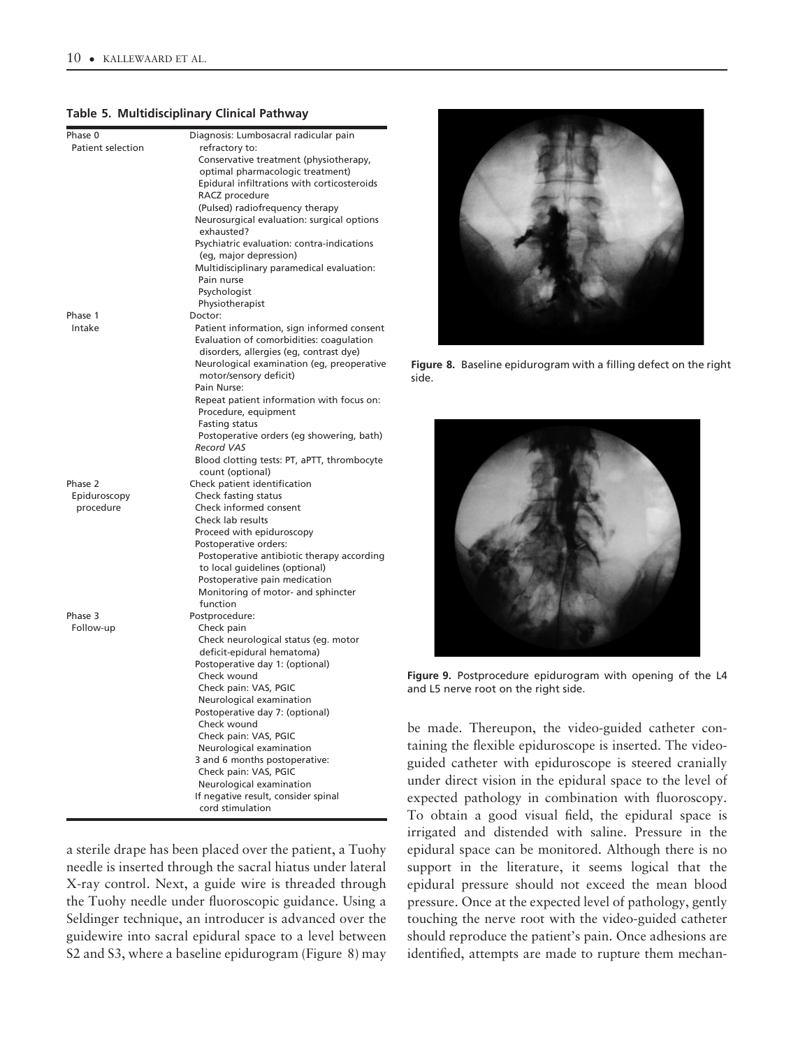**Table 5. Multidisciplinary Clinical Pathway**

| Phase | Content |
|---|---|
| Phase 0 Patient selection | Diagnosis: Lumbosacral radicular pain refractory to: |
| | Conservative treatment (physiotherapy, optimal pharmacologic treatment) |
| | Epidural infiltrations with corticosteroids |
| | RACZ procedure |
| | (Pulsed) radiofrequency therapy |
| | Neurosurgical evaluation: surgical options exhausted? |
| | Psychiatric evaluation: contra-indications (eg, major depression) |
| | Multidisciplinary paramedical evaluation: |
| | Pain nurse |
| | Psychologist |
| | Physiotherapist |
| Phase 1 Intake | Doctor: |
| | Patient information, sign informed consent |
| | Evaluation of comorbidities: coagulation disorders, allergies (eg, contrast dye) |
| | Neurological examination (eg, preoperative motor/sensory deficit) |
| | Pain Nurse: |
| | Repeat patient information with focus on: |
| | Procedure, equipment |
| | Fasting status |
| | Postoperative orders (eg showering, bath) |
| | *Record VAS* |
| | Blood clotting tests: PT, aPTT, thrombocyte count (optional) |
| Phase 2 Epiduroscopy procedure | Check patient identification |
| | Check fasting status |
| | Check informed consent |
| | Check lab results |
| | Proceed with epiduroscopy |
| | Postoperative orders: |
| | Postoperative antibiotic therapy according to local guidelines (optional) |
| | Postoperative pain medication |
| | Monitoring of motor- and sphincter function |
| Phase 3 Follow-up | Postprocedure: |
| | Check pain |
| | Check neurological status (eg. motor deficit-epidural hematoma) |
| | Postoperative day 1: (optional) |
| | Check wound |
| | Check pain: VAS, PGIC |
| | Neurological examination |
| | Postoperative day 7: (optional) |
| | Check wound |
| | Check pain: VAS, PGIC |
| | Neurological examination |
| | 3 and 6 months postoperative: |
| | Check pain: VAS, PGIC |
| | Neurological examination |
| | If negative result, consider spinal cord stimulation |

a sterile drape has been placed over the patient, a Tuohy needle is inserted through the sacral hiatus under lateral X-ray control. Next, a guide wire is threaded through the Tuohy needle under fluoroscopic guidance. Using a Seldinger technique, an introducer is advanced over the guidewire into sacral epidural space to a level between S2 and S3, where a baseline epidurogram (Figure 8) may be made. Thereupon, the video-guided catheter containing the flexible epiduroscope is inserted. The video-guided catheter with epiduroscope is steered cranially under direct vision in the epidural space to the level of expected pathology in combination with fluoroscopy. To obtain a good visual field, the epidural space is irrigated and distended with saline. Pressure in the epidural space can be monitored. Although there is no support in the literature, it seems logical that the epidural pressure should not exceed the mean blood pressure. Once at the expected level of pathology, gently touching the nerve root with the video-guided catheter should reproduce the patient's pain. Once adhesions are identified, attempts are made to rupture them mechan-

**Figure 8.** Baseline epidurogram with a filling defect on the right side.

**Figure 9.** Postprocedure epidurogram with opening of the L4 and L5 nerve root on the right side.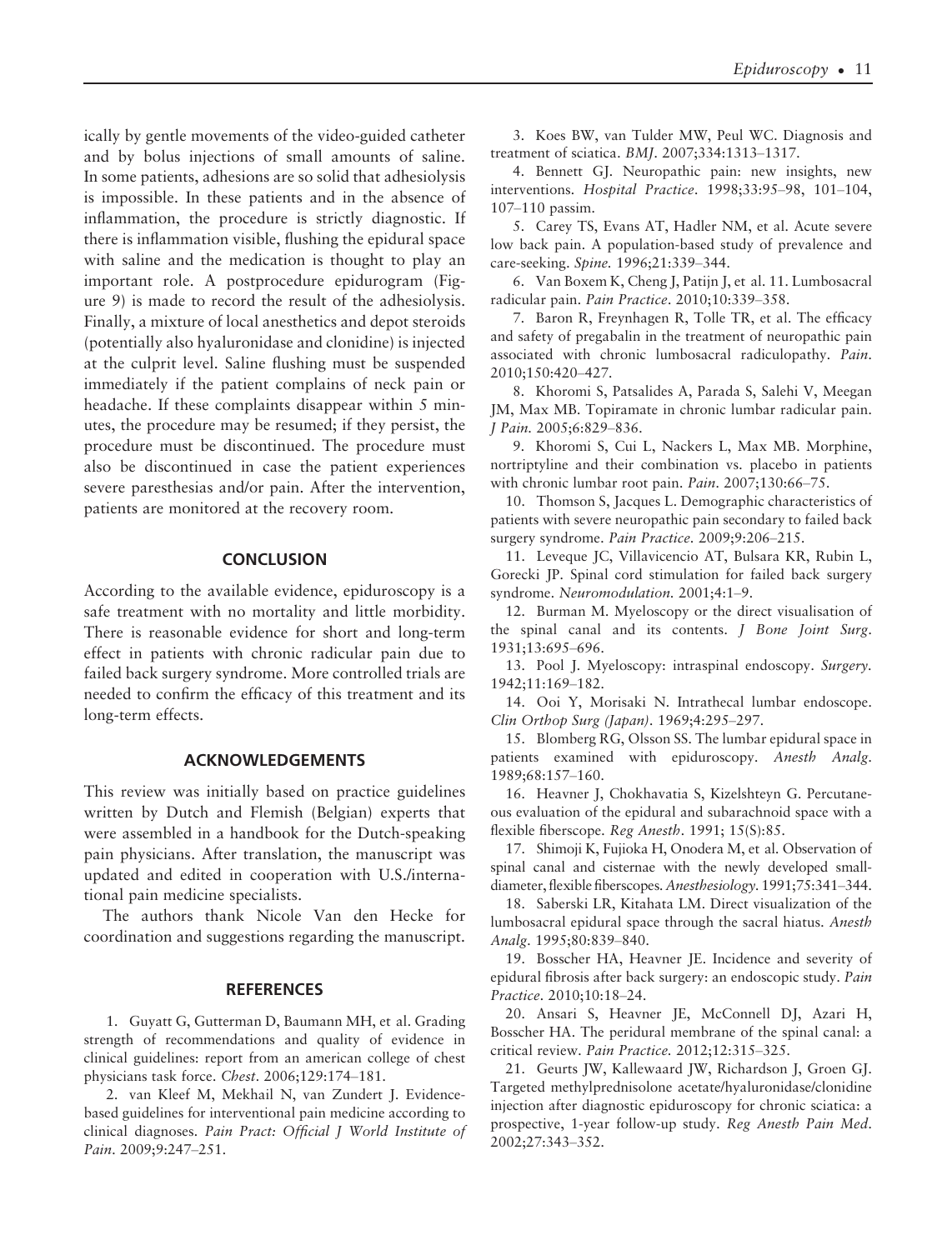ically by gentle movements of the video-guided catheter and by bolus injections of small amounts of saline. In some patients, adhesions are so solid that adhesiolysis is impossible. In these patients and in the absence of inflammation, the procedure is strictly diagnostic. If there is inflammation visible, flushing the epidural space with saline and the medication is thought to play an important role. A postprocedure epidurogram (Figure 9) is made to record the result of the adhesiolysis. Finally, a mixture of local anesthetics and depot steroids (potentially also hyaluronidase and clonidine) is injected at the culprit level. Saline flushing must be suspended immediately if the patient complains of neck pain or headache. If these complaints disappear within 5 minutes, the procedure may be resumed; if they persist, the procedure must be discontinued. The procedure must also be discontinued in case the patient experiences severe paresthesias and/or pain. After the intervention, patients are monitored at the recovery room.

## CONCLUSION

According to the available evidence, epiduroscopy is a safe treatment with no mortality and little morbidity. There is reasonable evidence for short and long-term effect in patients with chronic radicular pain due to failed back surgery syndrome. More controlled trials are needed to confirm the efficacy of this treatment and its long-term effects.

## ACKNOWLEDGEMENTS

This review was initially based on practice guidelines written by Dutch and Flemish (Belgian) experts that were assembled in a handbook for the Dutch-speaking pain physicians. After translation, the manuscript was updated and edited in cooperation with U.S./international pain medicine specialists.

The authors thank Nicole Van den Hecke for coordination and suggestions regarding the manuscript.

## REFERENCES

1. Guyatt G, Gutterman D, Baumann MH, et al. Grading strength of recommendations and quality of evidence in clinical guidelines: report from an american college of chest physicians task force. *Chest*. 2006;129:174–181.

2. van Kleef M, Mekhail N, van Zundert J. Evidence-based guidelines for interventional pain medicine according to clinical diagnoses. *Pain Pract: Official J World Institute of Pain*. 2009;9:247–251.

3. Koes BW, van Tulder MW, Peul WC. Diagnosis and treatment of sciatica. *BMJ*. 2007;334:1313–1317.

4. Bennett GJ. Neuropathic pain: new insights, new interventions. *Hospital Practice*. 1998;33:95–98, 101–104, 107–110 passim.

5. Carey TS, Evans AT, Hadler NM, et al. Acute severe low back pain. A population-based study of prevalence and care-seeking. *Spine*. 1996;21:339–344.

6. Van Boxem K, Cheng J, Patijn J, et al. 11. Lumbosacral radicular pain. *Pain Practice*. 2010;10:339–358.

7. Baron R, Freynhagen R, Tolle TR, et al. The efficacy and safety of pregabalin in the treatment of neuropathic pain associated with chronic lumbosacral radiculopathy. *Pain*. 2010;150:420–427.

8. Khoromi S, Patsalides A, Parada S, Salehi V, Meegan JM, Max MB. Topiramate in chronic lumbar radicular pain. *J Pain*. 2005;6:829–836.

9. Khoromi S, Cui L, Nackers L, Max MB. Morphine, nortriptyline and their combination vs. placebo in patients with chronic lumbar root pain. *Pain*. 2007;130:66–75.

10. Thomson S, Jacques L. Demographic characteristics of patients with severe neuropathic pain secondary to failed back surgery syndrome. *Pain Practice*. 2009;9:206–215.

11. Leveque JC, Villavicencio AT, Bulsara KR, Rubin L, Gorecki JP. Spinal cord stimulation for failed back surgery syndrome. *Neuromodulation*. 2001;4:1–9.

12. Burman M. Myeloscopy or the direct visualisation of the spinal canal and its contents. *J Bone Joint Surg*. 1931;13:695–696.

13. Pool J. Myeloscopy: intraspinal endoscopy. *Surgery*. 1942;11:169–182.

14. Ooi Y, Morisaki N. Intrathecal lumbar endoscope. *Clin Orthop Surg (Japan)*. 1969;4:295–297.

15. Blomberg RG, Olsson SS. The lumbar epidural space in patients examined with epiduroscopy. *Anesth Analg*. 1989;68:157–160.

16. Heavner J, Chokhavatia S, Kizelshteyn G. Percutaneous evaluation of the epidural and subarachnoid space with a flexible fiberscope. *Reg Anesth*. 1991; 15(S):85.

17. Shimoji K, Fujioka H, Onodera M, et al. Observation of spinal canal and cisternae with the newly developed small-diameter, flexible fiberscopes. *Anesthesiology*. 1991;75:341–344.

18. Saberski LR, Kitahata LM. Direct visualization of the lumbosacral epidural space through the sacral hiatus. *Anesth Analg*. 1995;80:839–840.

19. Bosscher HA, Heavner JE. Incidence and severity of epidural fibrosis after back surgery: an endoscopic study. *Pain Practice*. 2010;10:18–24.

20. Ansari S, Heavner JE, McConnell DJ, Azari H, Bosscher HA. The peridural membrane of the spinal canal: a critical review. *Pain Practice*. 2012;12:315–325.

21. Geurts JW, Kallewaard JW, Richardson J, Groen GJ. Targeted methylprednisolone acetate/hyaluronidase/clonidine injection after diagnostic epiduroscopy for chronic sciatica: a prospective, 1-year follow-up study. *Reg Anesth Pain Med*. 2002;27:343–352.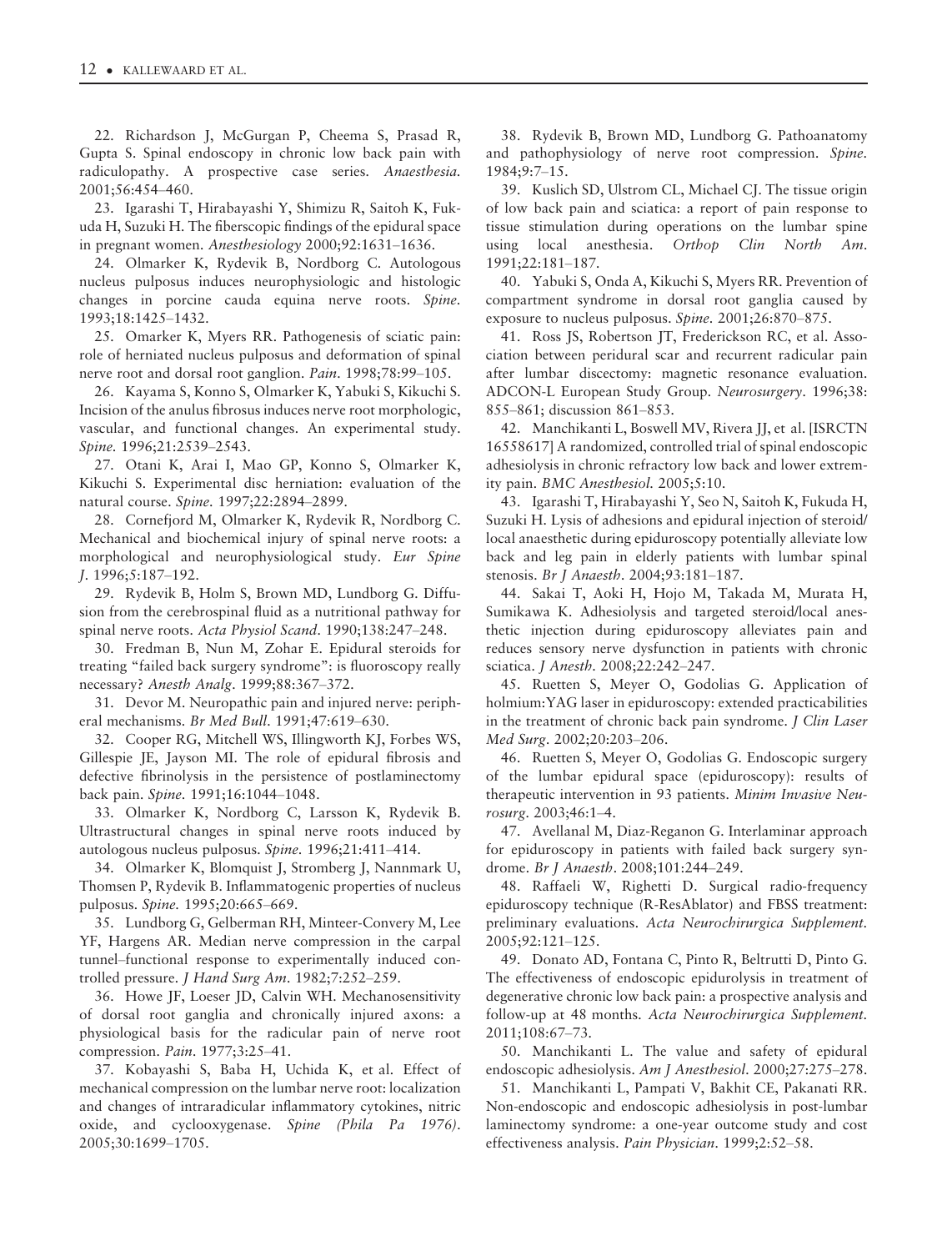22. Richardson J, McGurgan P, Cheema S, Prasad R, Gupta S. Spinal endoscopy in chronic low back pain with radiculopathy. A prospective case series. *Anaesthesia.* 2001;56:454–460.

23. Igarashi T, Hirabayashi Y, Shimizu R, Saitoh K, Fukuda H, Suzuki H. The fiberscopic findings of the epidural space in pregnant women. *Anesthesiology* 2000;92:1631–1636.

24. Olmarker K, Rydevik B, Nordborg C. Autologous nucleus pulposus induces neurophysiologic and histologic changes in porcine cauda equina nerve roots. *Spine.* 1993;18:1425–1432.

25. Omarker K, Myers RR. Pathogenesis of sciatic pain: role of herniated nucleus pulposus and deformation of spinal nerve root and dorsal root ganglion. *Pain.* 1998;78:99–105.

26. Kayama S, Konno S, Olmarker K, Yabuki S, Kikuchi S. Incision of the anulus fibrosus induces nerve root morphologic, vascular, and functional changes. An experimental study. *Spine.* 1996;21:2539–2543.

27. Otani K, Arai I, Mao GP, Konno S, Olmarker K, Kikuchi S. Experimental disc herniation: evaluation of the natural course. *Spine.* 1997;22:2894–2899.

28. Cornefjord M, Olmarker K, Rydevik R, Nordborg C. Mechanical and biochemical injury of spinal nerve roots: a morphological and neurophysiological study. *Eur Spine J.* 1996;5:187–192.

29. Rydevik B, Holm S, Brown MD, Lundborg G. Diffusion from the cerebrospinal fluid as a nutritional pathway for spinal nerve roots. *Acta Physiol Scand.* 1990;138:247–248.

30. Fredman B, Nun M, Zohar E. Epidural steroids for treating "failed back surgery syndrome": is fluoroscopy really necessary? *Anesth Analg.* 1999;88:367–372.

31. Devor M. Neuropathic pain and injured nerve: peripheral mechanisms. *Br Med Bull.* 1991;47:619–630.

32. Cooper RG, Mitchell WS, Illingworth KJ, Forbes WS, Gillespie JE, Jayson MI. The role of epidural fibrosis and defective fibrinolysis in the persistence of postlaminectomy back pain. *Spine.* 1991;16:1044–1048.

33. Olmarker K, Nordborg C, Larsson K, Rydevik B. Ultrastructural changes in spinal nerve roots induced by autologous nucleus pulposus. *Spine.* 1996;21:411–414.

34. Olmarker K, Blomquist J, Stromberg J, Nannmark U, Thomsen P, Rydevik B. Inflammatogenic properties of nucleus pulposus. *Spine.* 1995;20:665–669.

35. Lundborg G, Gelberman RH, Minteer-Convery M, Lee YF, Hargens AR. Median nerve compression in the carpal tunnel–functional response to experimentally induced controlled pressure. *J Hand Surg Am.* 1982;7:252–259.

36. Howe JF, Loeser JD, Calvin WH. Mechanosensitivity of dorsal root ganglia and chronically injured axons: a physiological basis for the radicular pain of nerve root compression. *Pain.* 1977;3:25–41.

37. Kobayashi S, Baba H, Uchida K, et al. Effect of mechanical compression on the lumbar nerve root: localization and changes of intraradicular inflammatory cytokines, nitric oxide, and cyclooxygenase. *Spine (Phila Pa 1976).* 2005;30:1699–1705.

38. Rydevik B, Brown MD, Lundborg G. Pathoanatomy and pathophysiology of nerve root compression. *Spine.* 1984;9:7–15.

39. Kuslich SD, Ulstrom CL, Michael CJ. The tissue origin of low back pain and sciatica: a report of pain response to tissue stimulation during operations on the lumbar spine using local anesthesia. *Orthop Clin North Am.* 1991;22:181–187.

40. Yabuki S, Onda A, Kikuchi S, Myers RR. Prevention of compartment syndrome in dorsal root ganglia caused by exposure to nucleus pulposus. *Spine.* 2001;26:870–875.

41. Ross JS, Robertson JT, Frederickson RC, et al. Association between peridural scar and recurrent radicular pain after lumbar discectomy: magnetic resonance evaluation. ADCON-L European Study Group. *Neurosurgery.* 1996;38: 855–861; discussion 861–853.

42. Manchikanti L, Boswell MV, Rivera JJ, et al. [ISRCTN 16558617] A randomized, controlled trial of spinal endoscopic adhesiolysis in chronic refractory low back and lower extremity pain. *BMC Anesthesiol.* 2005;5:10.

43. Igarashi T, Hirabayashi Y, Seo N, Saitoh K, Fukuda H, Suzuki H. Lysis of adhesions and epidural injection of steroid/local anaesthetic during epiduroscopy potentially alleviate low back and leg pain in elderly patients with lumbar spinal stenosis. *Br J Anaesth.* 2004;93:181–187.

44. Sakai T, Aoki H, Hojo M, Takada M, Murata H, Sumikawa K. Adhesiolysis and targeted steroid/local anesthetic injection during epiduroscopy alleviates pain and reduces sensory nerve dysfunction in patients with chronic sciatica. *J Anesth.* 2008;22:242–247.

45. Ruetten S, Meyer O, Godolias G. Application of holmium:YAG laser in epiduroscopy: extended practicabilities in the treatment of chronic back pain syndrome. *J Clin Laser Med Surg.* 2002;20:203–206.

46. Ruetten S, Meyer O, Godolias G. Endoscopic surgery of the lumbar epidural space (epiduroscopy): results of therapeutic intervention in 93 patients. *Minim Invasive Neurosurg.* 2003;46:1–4.

47. Avellanal M, Diaz-Reganon G. Interlaminar approach for epiduroscopy in patients with failed back surgery syndrome. *Br J Anaesth.* 2008;101:244–249.

48. Raffaeli W, Righetti D. Surgical radio-frequency epiduroscopy technique (R-ResAblator) and FBSS treatment: preliminary evaluations. *Acta Neurochirurgica Supplement.* 2005;92:121–125.

49. Donato AD, Fontana C, Pinto R, Beltrutti D, Pinto G. The effectiveness of endoscopic epidurolysis in treatment of degenerative chronic low back pain: a prospective analysis and follow-up at 48 months. *Acta Neurochirurgica Supplement.* 2011;108:67–73.

50. Manchikanti L. The value and safety of epidural endoscopic adhesiolysis. *Am J Anesthesiol.* 2000;27:275–278.

51. Manchikanti L, Pampati V, Bakhit CE, Pakanati RR. Non-endoscopic and endoscopic adhesiolysis in post-lumbar laminectomy syndrome: a one-year outcome study and cost effectiveness analysis. *Pain Physician.* 1999;2:52–58.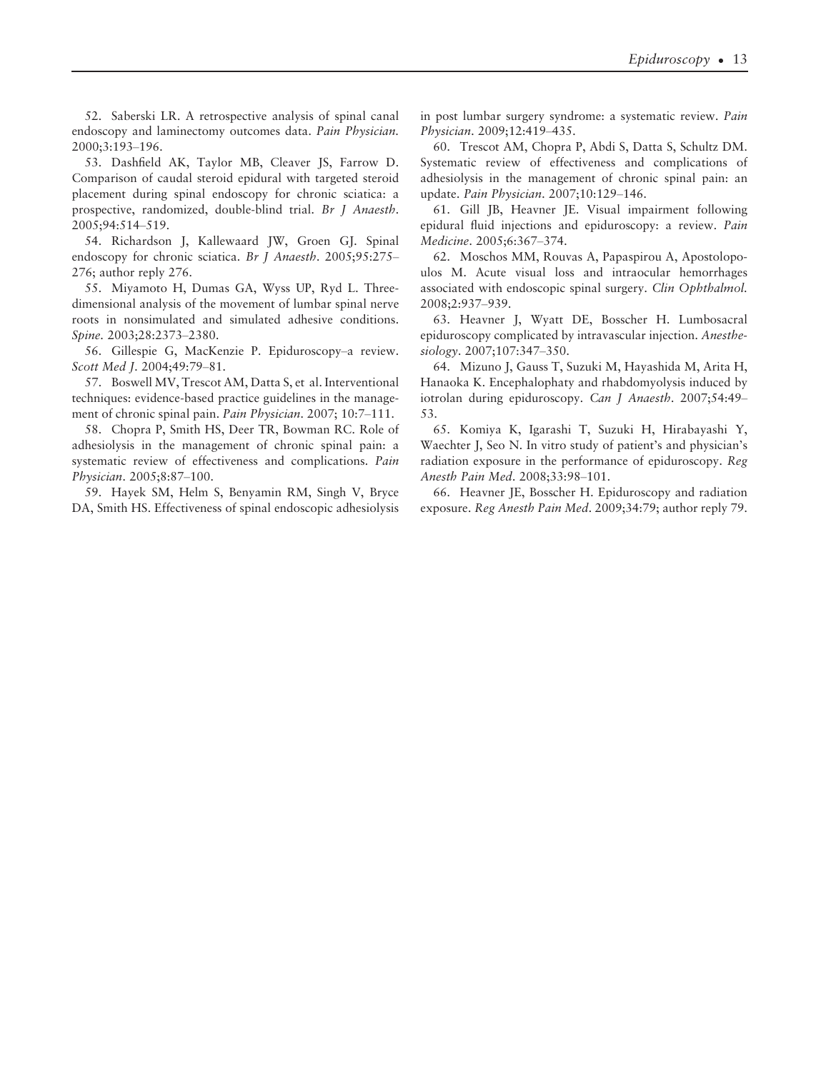52. Saberski LR. A retrospective analysis of spinal canal endoscopy and laminectomy outcomes data. *Pain Physician*. 2000;3:193–196.

53. Dashfield AK, Taylor MB, Cleaver JS, Farrow D. Comparison of caudal steroid epidural with targeted steroid placement during spinal endoscopy for chronic sciatica: a prospective, randomized, double-blind trial. *Br J Anaesth*. 2005;94:514–519.

54. Richardson J, Kallewaard JW, Groen GJ. Spinal endoscopy for chronic sciatica. *Br J Anaesth*. 2005;95:275–276; author reply 276.

55. Miyamoto H, Dumas GA, Wyss UP, Ryd L. Three-dimensional analysis of the movement of lumbar spinal nerve roots in nonsimulated and simulated adhesive conditions. *Spine*. 2003;28:2373–2380.

56. Gillespie G, MacKenzie P. Epiduroscopy–a review. *Scott Med J*. 2004;49:79–81.

57. Boswell MV, Trescot AM, Datta S, et al. Interventional techniques: evidence-based practice guidelines in the management of chronic spinal pain. *Pain Physician*. 2007; 10:7–111.

58. Chopra P, Smith HS, Deer TR, Bowman RC. Role of adhesiolysis in the management of chronic spinal pain: a systematic review of effectiveness and complications. *Pain Physician*. 2005;8:87–100.

59. Hayek SM, Helm S, Benyamin RM, Singh V, Bryce DA, Smith HS. Effectiveness of spinal endoscopic adhesiolysis in post lumbar surgery syndrome: a systematic review. *Pain Physician*. 2009;12:419–435.

60. Trescot AM, Chopra P, Abdi S, Datta S, Schultz DM. Systematic review of effectiveness and complications of adhesiolysis in the management of chronic spinal pain: an update. *Pain Physician*. 2007;10:129–146.

61. Gill JB, Heavner JE. Visual impairment following epidural fluid injections and epiduroscopy: a review. *Pain Medicine*. 2005;6:367–374.

62. Moschos MM, Rouvas A, Papaspirou A, Apostolopoulos M. Acute visual loss and intraocular hemorrhages associated with endoscopic spinal surgery. *Clin Ophthalmol*. 2008;2:937–939.

63. Heavner J, Wyatt DE, Bosscher H. Lumbosacral epiduroscopy complicated by intravascular injection. *Anesthesiology*. 2007;107:347–350.

64. Mizuno J, Gauss T, Suzuki M, Hayashida M, Arita H, Hanaoka K. Encephalophaty and rhabdomyolysis induced by iotrolan during epiduroscopy. *Can J Anaesth*. 2007;54:49–53.

65. Komiya K, Igarashi T, Suzuki H, Hirabayashi Y, Waechter J, Seo N. In vitro study of patient's and physician's radiation exposure in the performance of epiduroscopy. *Reg Anesth Pain Med*. 2008;33:98–101.

66. Heavner JE, Bosscher H. Epiduroscopy and radiation exposure. *Reg Anesth Pain Med*. 2009;34:79; author reply 79.